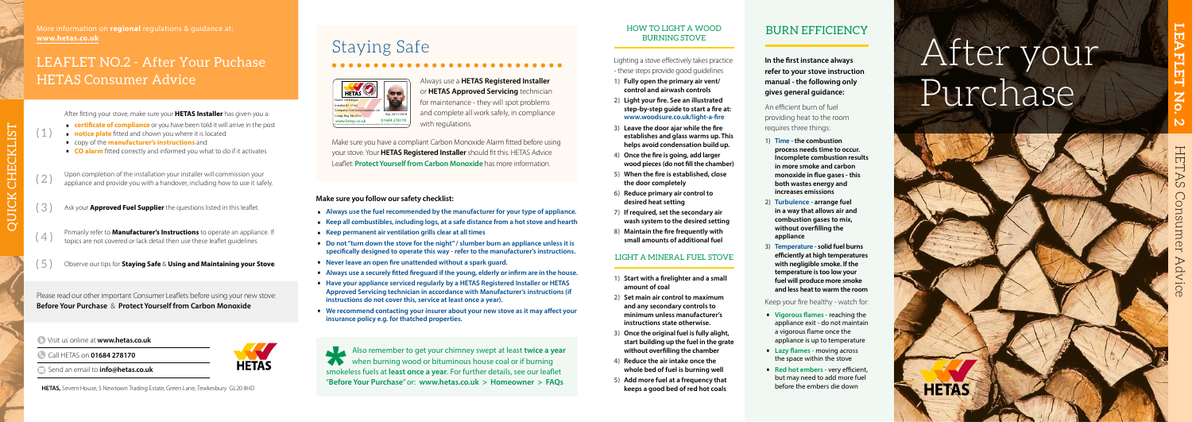More information on **regional** regulations & guidance at: **www.hetas.co.uk**

# LEAFLET NO.2 - After Your Puchase HETAS Consumer Advice

## QUICK CHECKLIST

(1) After fitting your stove, make sure your **HETAS Installer** has given you a:

- **certificate of compliance** or you have been told it will arrive in the post
- **notice plate** fitted and shown you where it is located
- copy of the **manufacturer's instructions** and
- **CO alarm** fitted correctly and informed you what to do if it activates

(2) Upon completion of the installation your installer will commission your appliance and provide you with a handover, including how to use it safely.

(3) Ask your **Approved Fuel Supplier** the questions listed in this leaflet.

(4) Primarily refer to **Manufacturer's Instructions** to operate an appliance. If topics are not covered or lack detail then use these leaflet guidelines.

(5) Observe our tips for **Staying Safe** & **Using and Maintaining your Stove**

Please read our other important Consumer Leaflets before using your new stove: **Before Your Purchase** & **Protect Yourself from Carbon Monoxide**

Visit us online at **www.hetas.co.uk**

Call HETAS on **01684 278170**

Send an email to **info@hetas.co.uk**

**HETAS,** Severn House, 5 Newtown Trading Estate, Green Lane, Tewkesbury GL20 8HD

# Staying Safe

Always use a **HETAS Registered Installer** or **HETAS Approved Servicing** technician for maintenance - they will spot problems and complete all work safely, in compliance with regulations.

Make sure you have a compliant Carbon Monoxide Alarm fitted before using your stove. Your **HETAS Registered Installer** should fit this. HETAS Advice Leaflet: **Protect Yourself from Carbon Monoxide** has more information.

**Make sure you follow our safety checklist:**

- **Always use the fuel recommended by the manufacturer for your type of appliance.**
- **Keep all combustibles, including logs, at a safe distance from a hot stove and hearth**
- **Keep permanent air ventilation grills clear at all times**
- **Do not "turn down the stove for the night" / slumber burn an appliance unless it is specifically designed to operate this way - refer to the manufacturer's instructions.**
- **Never leave an open fire unattended without a spark guard.**
- **Always use a securely fitted fireguard if the young, elderly or infirm are in the house.**
- **Have your appliance serviced regularly by a HETAS Registered Installer or HETAS Approved Servicing technician in accordance with Manufacturer's instructions (if instructions do not cover this, service at least once a year).**
- **We recommend contacting your insurer about your new stove as it may affect your insurance policy e.g. for thatched properties.**

* Also remember to get your chimney swept at least **twice a year** when burning wood or bituminous house coal or if burning smokeless fuels at **least once a year**. For further details, see our leaflet "**Before Your Purchase**" or: **www.hetas.co.uk > Homeowner > FAQs**

## HOW TO LIGHT A WOOD BURNING STOVE

Lighting a stove effectively takes practice - these steps provide good guidelines

1) **Fully open the primary air vent/ control and airwash controls**
2) **Light your fire. See an illustrated step-by-step guide to start a fire at: www.woodsure.co.uk/light-a-fire**
3) **Leave the door ajar while the fire establishes and glass warms up. This helps avoid condensation build up.**
4) **Once the fire is going, add larger wood pieces (do not fill the chamber)**
5) **When the fire is established, close the door completely**
6) **Reduce primary air control to desired heat setting**
7) **If required, set the secondary air wash system to the desired setting**
8) **Maintain the fire frequently with small amounts of additional fuel**

## LIGHT A MINERAL FUEL STOVE

1) **Start with a firelighter and a small amount of coal**
2) **Set main air control to maximum and any secondary controls to minimum unless manufacturer's instructions state otherwise.**
3) **Once the original fuel is fully alight, start building up the fuel in the grate without overfilling the chamber**
4) **Reduce the air intake once the whole bed of fuel is burning well**
5) **Add more fuel at a frequency that keeps a good bed of red hot coals**

## BURN EFFICIENCY

**In the first instance always refer to your stove instruction manual - the following only gives general guidance:**

An efficient burn of fuel providing heat to the room requires three things:

1) **Time - the combustion process needs time to occur. Incomplete combustion results in more smoke and carbon monoxide in flue gases - this both wastes energy and increases emissions**
2) **Turbulence - arrange fuel in a way that allows air and combustion gases to mix, without overfilling the appliance**
3) **Temperature - solid fuel burns efficiently at high temperatures with negligible smoke. If the temperature is too low your fuel will produce more smoke and less heat to warm the room**

Keep your fire healthy - watch for:

- **Vigorous flames** - reaching the appliance exit - do not maintain a vigorous flame once the appliance is up to temperature
- **Lazy flames** - moving across the space within the stove
- **Red hot embers** - very efficient, but may need to add more fuel before the embers die down

# After your Purchase

**LEAFLET No. 2**

HETAS Consumer Advice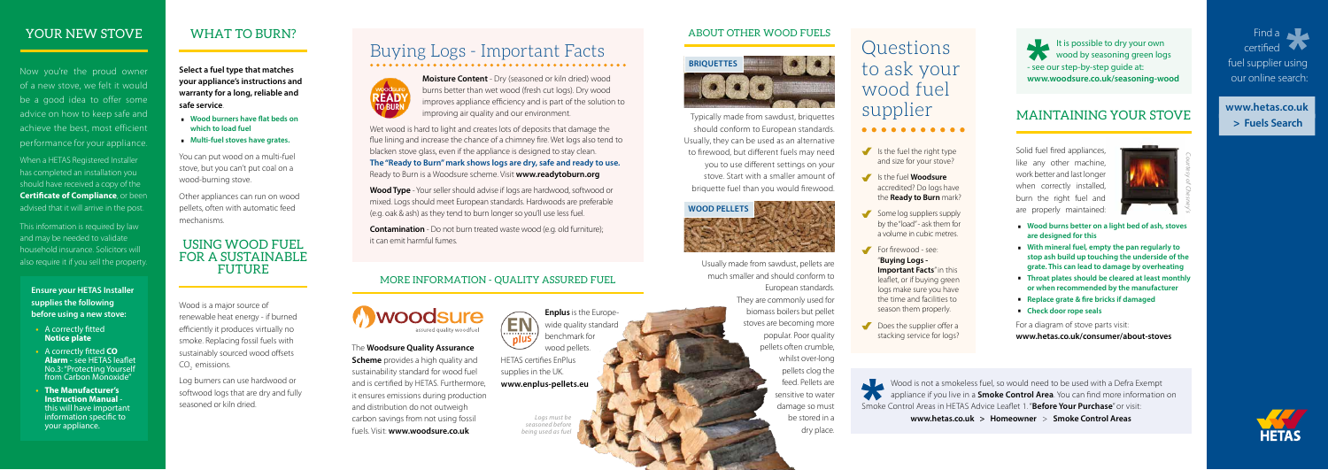## YOUR NEW STOVE

Now you're the proud owner of a new stove, we felt it would be a good idea to offer some advice on how to keep safe and achieve the best, most efficient performance for your appliance.

When a HETAS Registered Installer has completed an installation you should have received a copy of the **Certificate of Compliance**, or been advised that it will arrive in the post.

This information is required by law and may be needed to validate household insurance. Solicitors will also require it if you sell the property.

**Ensure your HETAS Installer supplies the following before using a new stove:**

- A correctly fitted **Notice plate**
- A correctly fitted **CO Alarm** - see HETAS leaflet No.3: "Protecting Yourself from Carbon Monoxide"
- **The Manufacturer's Instruction Manual** - this will have important information specific to your appliance.

## WHAT TO BURN?

**Select a fuel type that matches your appliance's instructions and warranty for a long, reliable and safe service**.

- **Wood burners have flat beds on which to load fuel**
- **Multi-fuel stoves have grates.**

You can put wood on a multi-fuel stove, but you can't put coal on a wood-burning stove.

Other appliances can run on wood pellets, often with automatic feed mechanisms.

## USING WOOD FUEL FOR A SUSTAINABLE FUTURE

Wood is a major source of renewable heat energy - if burned efficiently it produces virtually no smoke. Replacing fossil fuels with sustainably sourced wood offsets $CO_2$ emissions.

Log burners can use hardwood or softwood logs that are dry and fully seasoned or kiln dried.

# Buying Logs - Important Facts

**Moisture Content** - Dry (seasoned or kiln dried) wood burns better than wet wood (fresh cut logs). Dry wood improves appliance efficiency and is part of the solution to improving air quality and our environment.

Wet wood is hard to light and creates lots of deposits that damage the flue lining and increase the chance of a chimney fire. Wet logs also tend to blacken stove glass, even if the appliance is designed to stay clean. **The "Ready to Burn" mark shows logs are dry, safe and ready to use.** Ready to Burn is a Woodsure scheme. Visit **www.readytoburn.org**

**Wood Type** - Your seller should advise if logs are hardwood, softwood or mixed. Logs should meet European standards. Hardwoods are preferable (e.g. oak & ash) as they tend to burn longer so you'll use less fuel.

**Contamination** - Do not burn treated waste wood (e.g. old furniture); it can emit harmful fumes.

## MORE INFORMATION - QUALITY ASSURED FUEL

The **Woodsure Quality Assurance Scheme** provides a high quality and sustainability standard for wood fuel and is certified by HETAS. Furthermore, it ensures emissions during production and distribution do not outweigh carbon savings from not using fossil fuels. Visit: **www.woodsure.co.uk**

**Enplus** is the Europe-wide quality standard benchmark for wood pellets. HETAS certifies EnPlus supplies in the UK. **www.enplus-pellets.eu**

*Logs must be seasoned before being used as fuel*

## ABOUT OTHER WOOD FUELS

**BRIQUETTES**

Typically made from sawdust, briquettes should conform to European standards. Usually, they can be used as an alternative to firewood, but different fuels may need you to use different settings on your stove. Start with a smaller amount of briquette fuel than you would firewood.

**WOOD PELLETS**

Usually made from sawdust, pellets are much smaller and should conform to European standards. They are commonly used for biomass boilers but pellet stoves are becoming more popular. Poor quality pellets often crumble, whilst over-long pellets clog the feed. Pellets are sensitive to water damage so must be stored in a dry place.

# Questions to ask your wood fuel supplier

- Is the fuel the right type and size for your stove?
- Is the fuel **Woodsure** accredited? Do logs have the **Ready to Burn** mark?
- Some log suppliers supply by the "load" - ask them for a volume in cubic metres.
- For firewood - see: "**Buying Logs - Important Facts**" in this leaflet, or if buying green logs make sure you have the time and facilities to season them properly.
- Does the supplier offer a stacking service for logs?

It is possible to dry your own wood by seasoning green logs - see our step-by-step guide at: **www.woodsure.co.uk/seasoning-wood**

Find a certified fuel supplier using our online search:

**www.hetas.co.uk > Fuels Search**

## MAINTAINING YOUR STOVE

Solid fuel fired appliances, like any other machine, work better and last longer when correctly installed, burn the right fuel and are properly maintained:

Courtesy of Charnwood

- **Wood burns better on a light bed of ash, stoves are designed for this**
- **With mineral fuel, empty the pan regularly to stop ash build up touching the underside of the grate. This can lead to damage by overheating**
- **Throat plates should be cleared at least monthly or when recommended by the manufacturer**
- **Replace grate & fire bricks if damaged**
- **Check door rope seals**

For a diagram of stove parts visit: **www.hetas.co.uk/consumer/about-stoves**

Wood is not a smokeless fuel, so would need to be used with a Defra Exempt appliance if you live in a **Smoke Control Area**. You can find more information on Smoke Control Areas in HETAS Advice Leaflet 1: "**Before Your Purchase**" or visit: **www.hetas.co.uk > Homeowner > Smoke Control Areas**